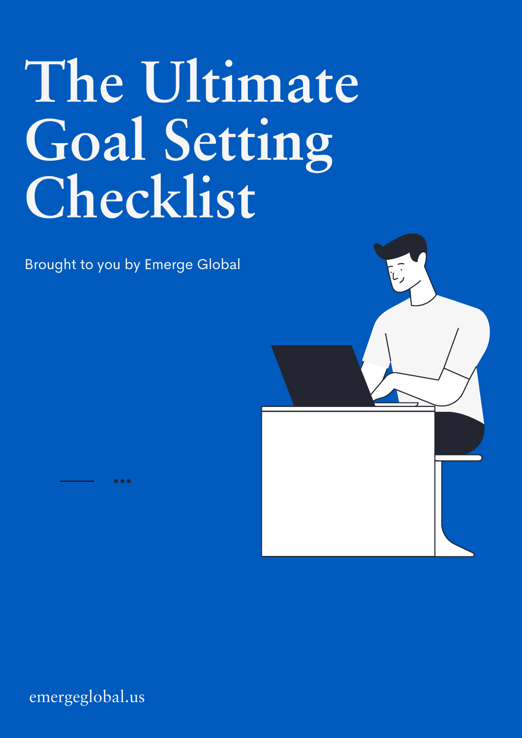# The Ultimate Goal Setting Checklist

Brought to you by Emerge Global

emergeglobal.us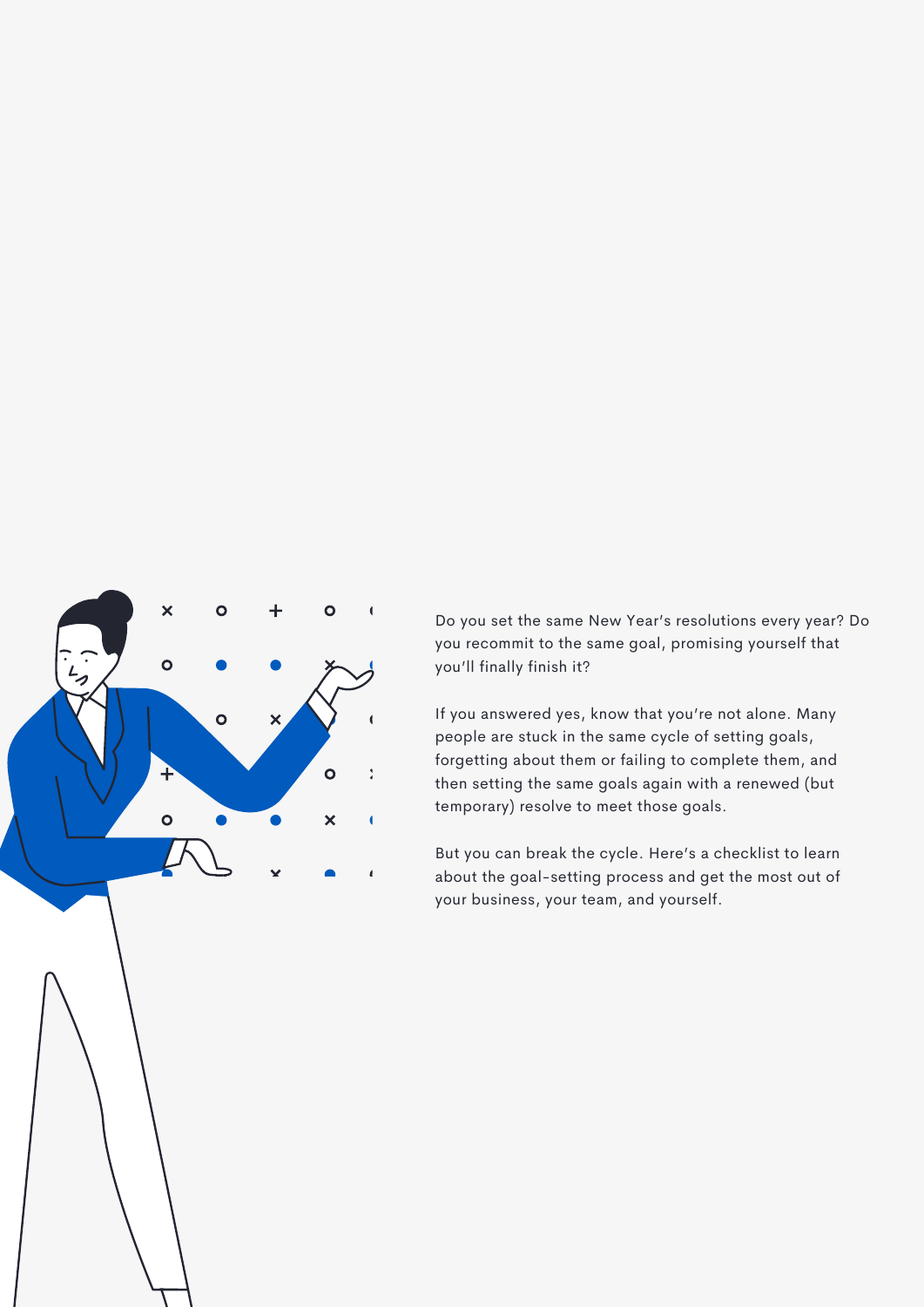Do you set the same New Year's resolutions every year? Do you recommit to the same goal, promising yourself that you'll finally finish it?

If you answered yes, know that you're not alone. Many people are stuck in the same cycle of setting goals, forgetting about them or failing to complete them, and then setting the same goals again with a renewed (but temporary) resolve to meet those goals.

But you can break the cycle. Here's a checklist to learn about the goal-setting process and get the most out of your business, your team, and yourself.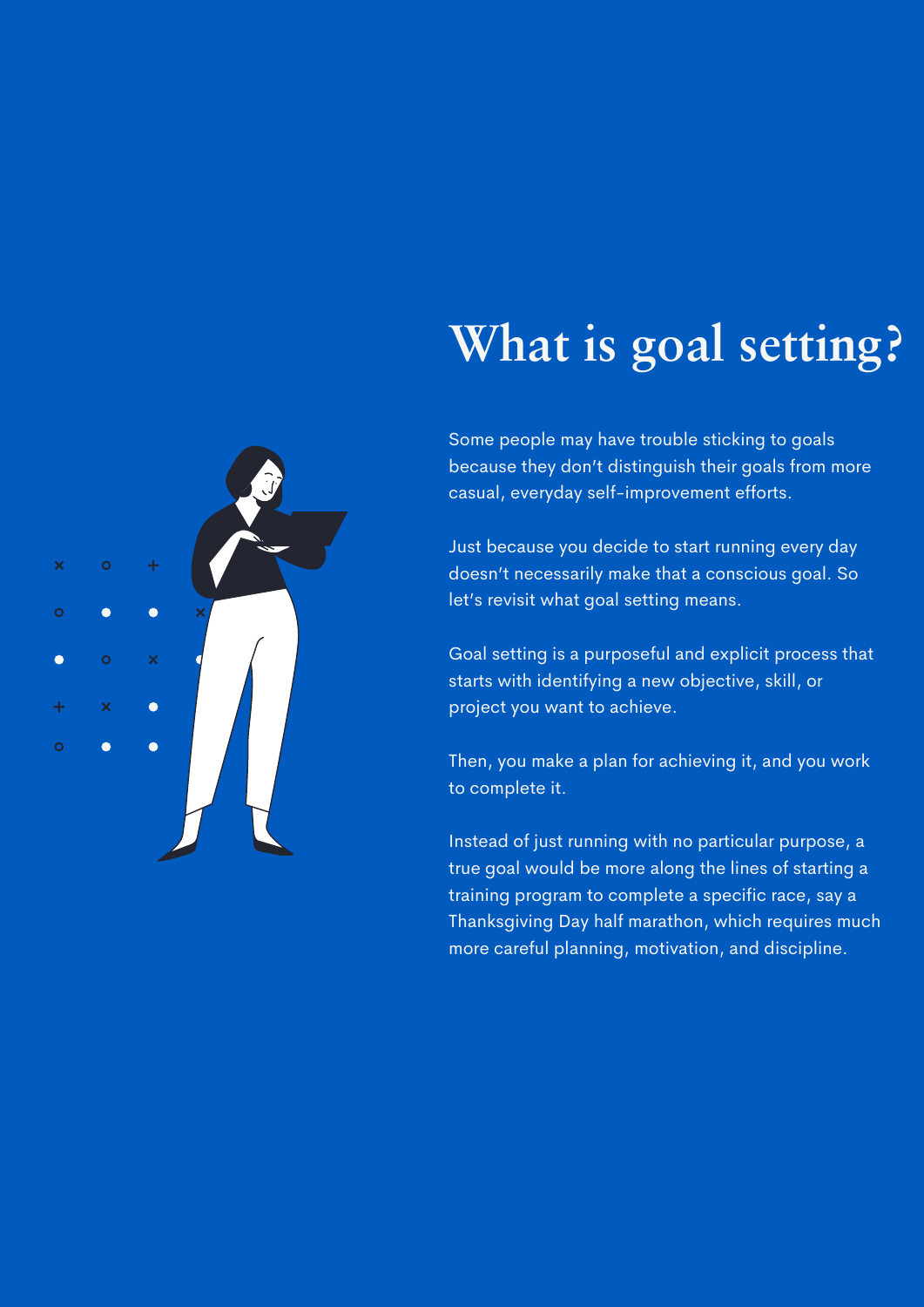# What is goal setting?

Some people may have trouble sticking to goals because they don't distinguish their goals from more casual, everyday self-improvement efforts.

Just because you decide to start running every day doesn't necessarily make that a conscious goal. So let's revisit what goal setting means.

Goal setting is a purposeful and explicit process that starts with identifying a new objective, skill, or project you want to achieve.

Then, you make a plan for achieving it, and you work to complete it.

Instead of just running with no particular purpose, a true goal would be more along the lines of starting a training program to complete a specific race, say a Thanksgiving Day half marathon, which requires much more careful planning, motivation, and discipline.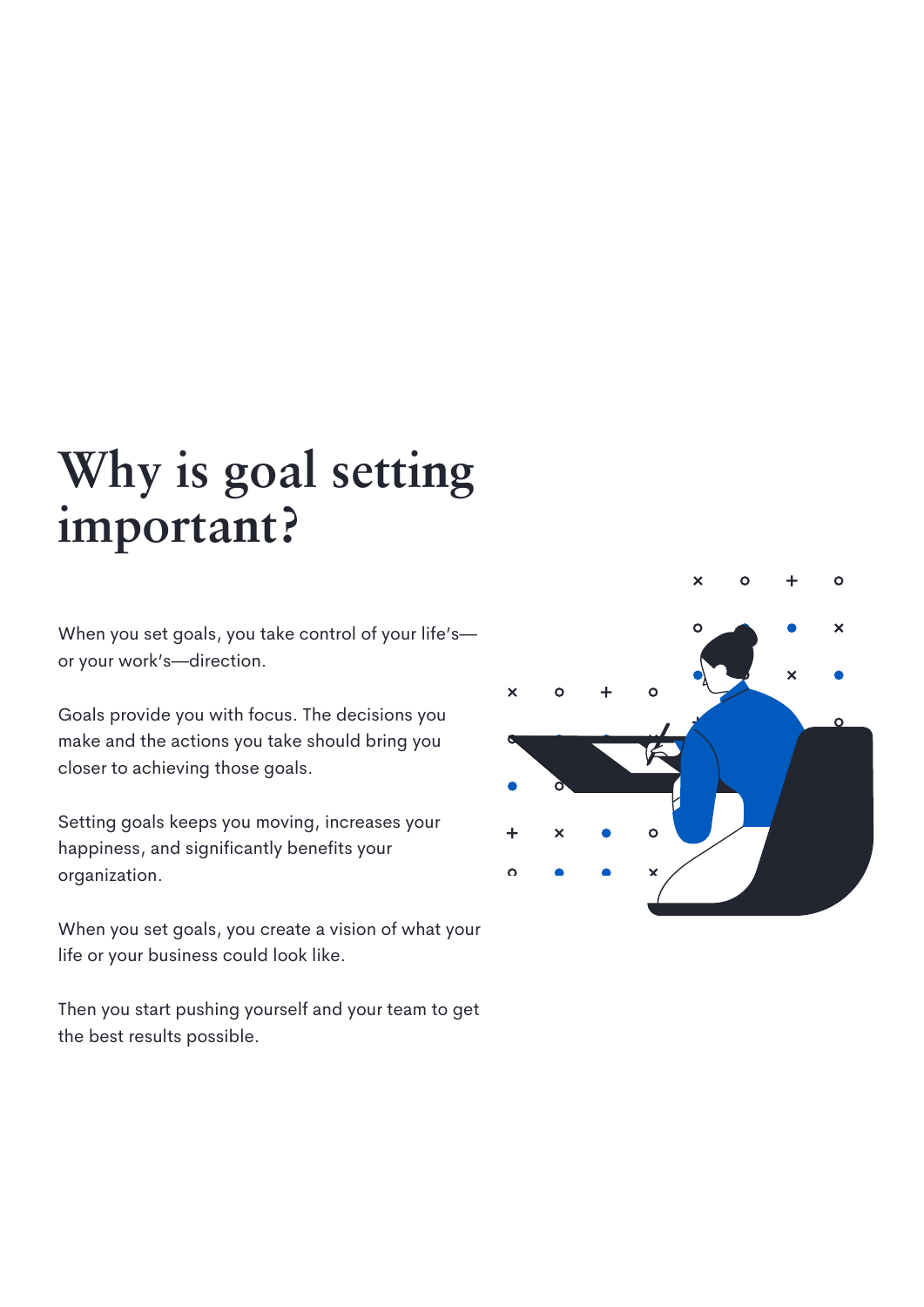# Why is goal setting important?

When you set goals, you take control of your life's—or your work's—direction.

Goals provide you with focus. The decisions you make and the actions you take should bring you closer to achieving those goals.

Setting goals keeps you moving, increases your happiness, and significantly benefits your organization.

When you set goals, you create a vision of what your life or your business could look like.

Then you start pushing yourself and your team to get the best results possible.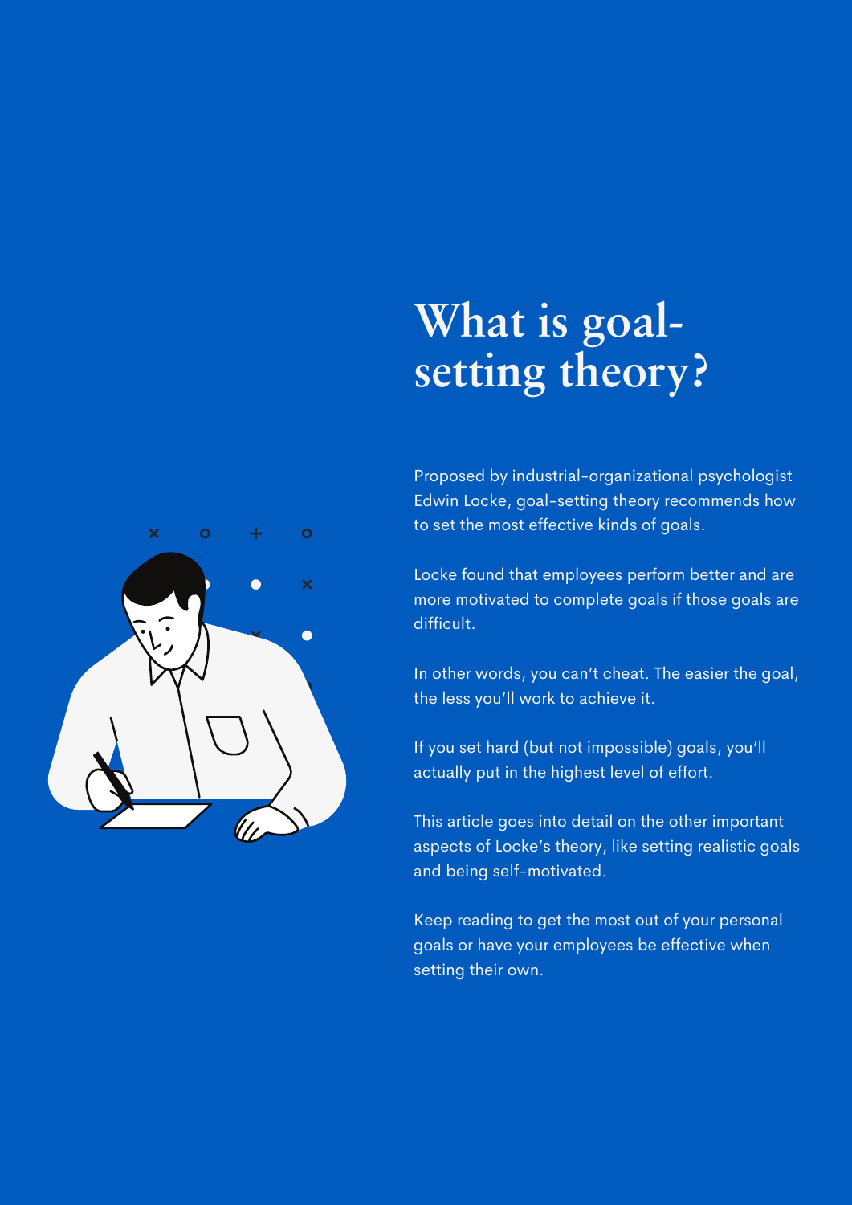# What is goal-setting theory?

Proposed by industrial-organizational psychologist Edwin Locke, goal-setting theory recommends how to set the most effective kinds of goals.

Locke found that employees perform better and are more motivated to complete goals if those goals are difficult.

In other words, you can't cheat. The easier the goal, the less you'll work to achieve it.

If you set hard (but not impossible) goals, you'll actually put in the highest level of effort.

This article goes into detail on the other important aspects of Locke's theory, like setting realistic goals and being self-motivated.

Keep reading to get the most out of your personal goals or have your employees be effective when setting their own.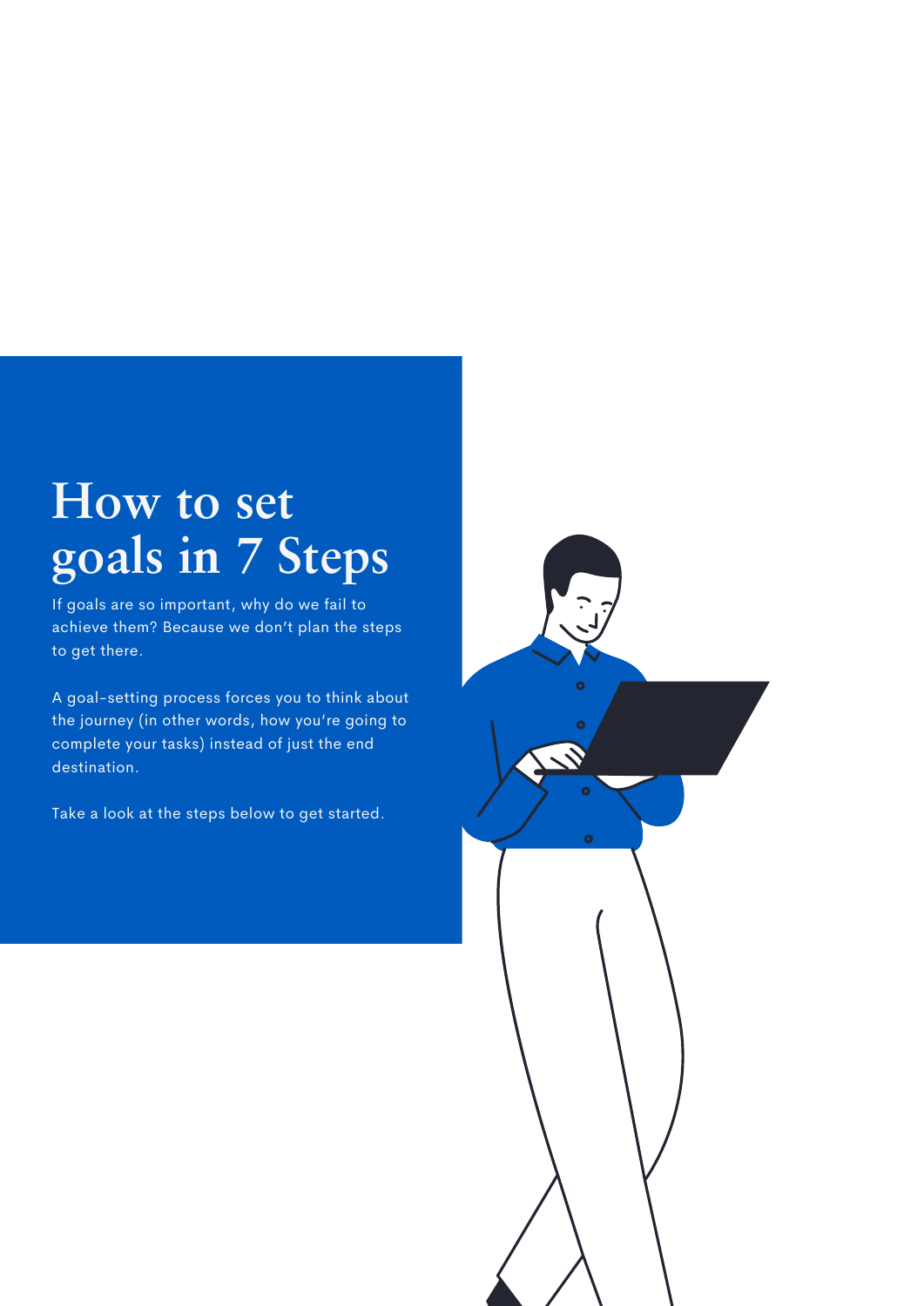# How to set goals in 7 Steps

If goals are so important, why do we fail to achieve them? Because we don't plan the steps to get there.

A goal-setting process forces you to think about the journey (in other words, how you're going to complete your tasks) instead of just the end destination.

Take a look at the steps below to get started.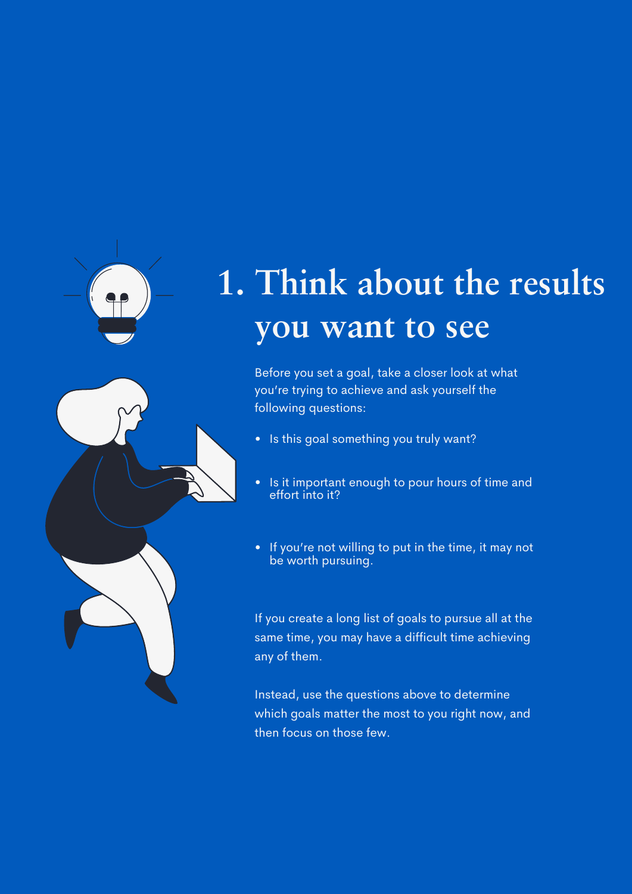# 1. Think about the results you want to see

Before you set a goal, take a closer look at what you're trying to achieve and ask yourself the following questions:

- Is this goal something you truly want?
- Is it important enough to pour hours of time and effort into it?
- If you're not willing to put in the time, it may not be worth pursuing.

If you create a long list of goals to pursue all at the same time, you may have a difficult time achieving any of them.

Instead, use the questions above to determine which goals matter the most to you right now, and then focus on those few.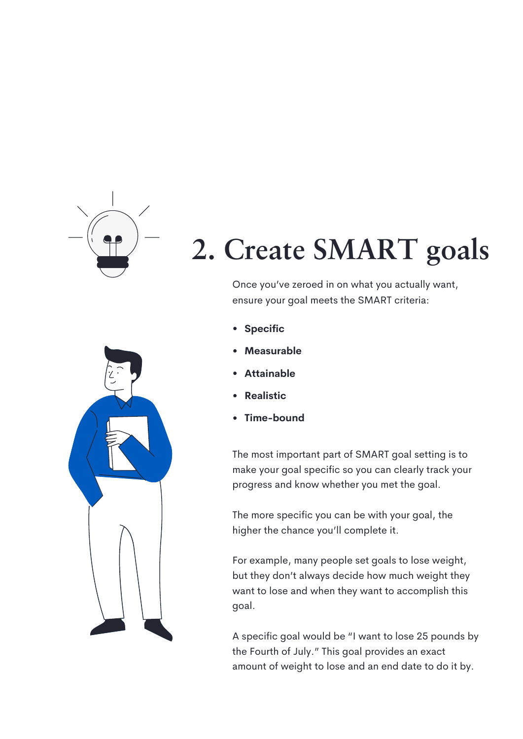# 2. Create SMART goals

Once you've zeroed in on what you actually want, ensure your goal meets the SMART criteria:

- **Specific**
- **Measurable**
- **Attainable**
- **Realistic**
- **Time-bound**

The most important part of SMART goal setting is to make your goal specific so you can clearly track your progress and know whether you met the goal.

The more specific you can be with your goal, the higher the chance you'll complete it.

For example, many people set goals to lose weight, but they don't always decide how much weight they want to lose and when they want to accomplish this goal.

A specific goal would be "I want to lose 25 pounds by the Fourth of July." This goal provides an exact amount of weight to lose and an end date to do it by.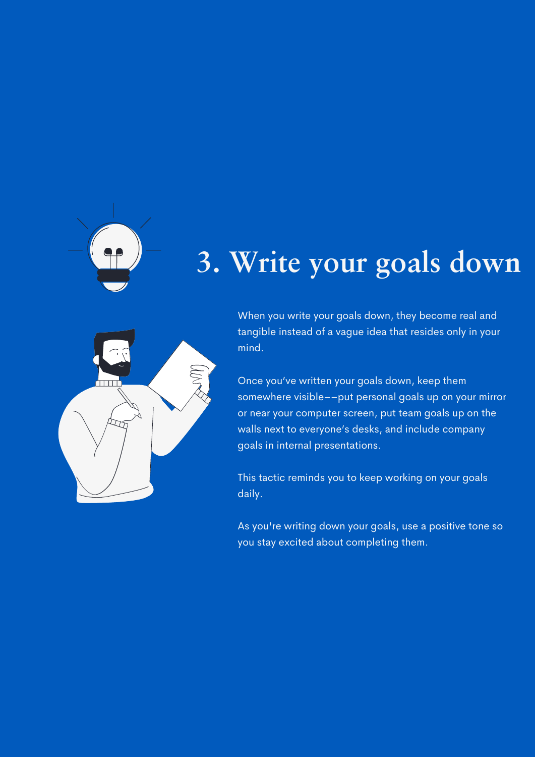# 3. Write your goals down

When you write your goals down, they become real and tangible instead of a vague idea that resides only in your mind.

Once you've written your goals down, keep them somewhere visible––put personal goals up on your mirror or near your computer screen, put team goals up on the walls next to everyone's desks, and include company goals in internal presentations.

This tactic reminds you to keep working on your goals daily.

As you're writing down your goals, use a positive tone so you stay excited about completing them.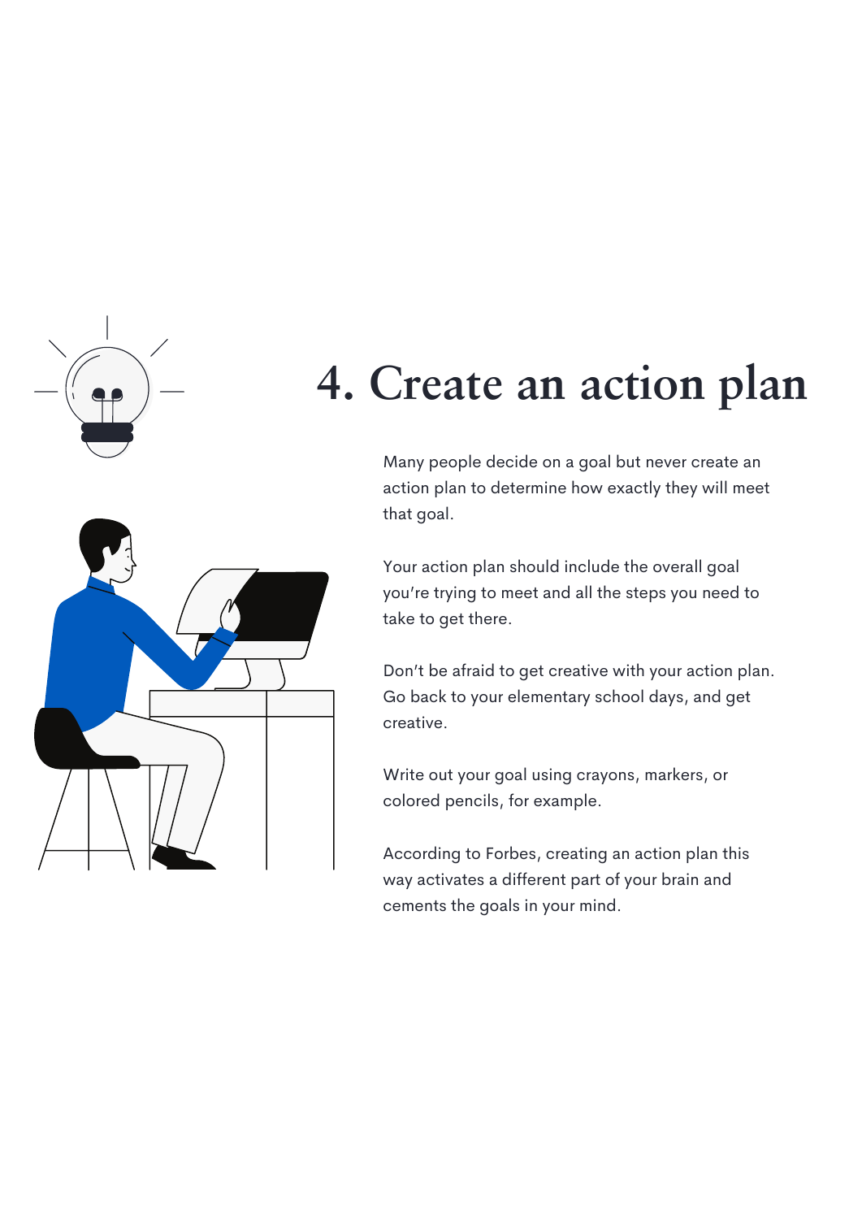# 4. Create an action plan

Many people decide on a goal but never create an action plan to determine how exactly they will meet that goal.

Your action plan should include the overall goal you're trying to meet and all the steps you need to take to get there.

Don't be afraid to get creative with your action plan. Go back to your elementary school days, and get creative.

Write out your goal using crayons, markers, or colored pencils, for example.

According to Forbes, creating an action plan this way activates a different part of your brain and cements the goals in your mind.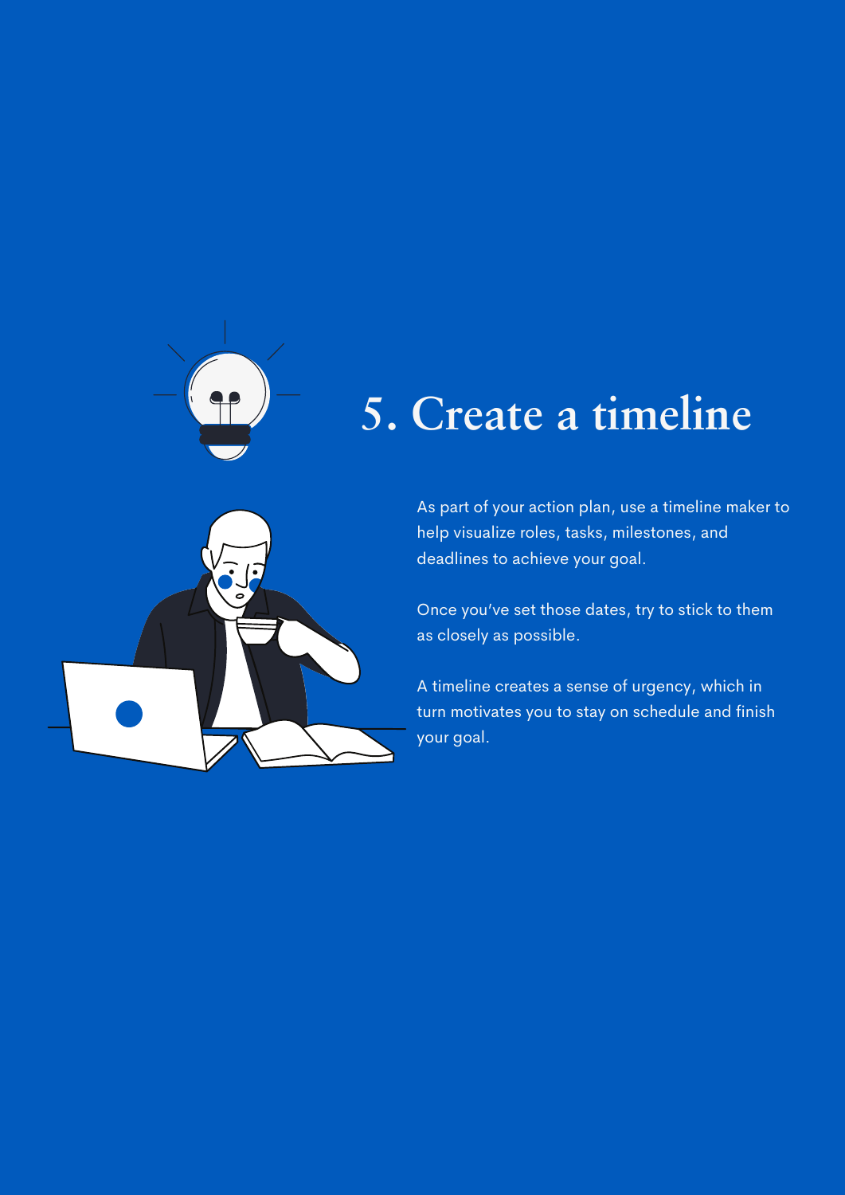# 5. Create a timeline

As part of your action plan, use a timeline maker to help visualize roles, tasks, milestones, and deadlines to achieve your goal.

Once you've set those dates, try to stick to them as closely as possible.

A timeline creates a sense of urgency, which in turn motivates you to stay on schedule and finish your goal.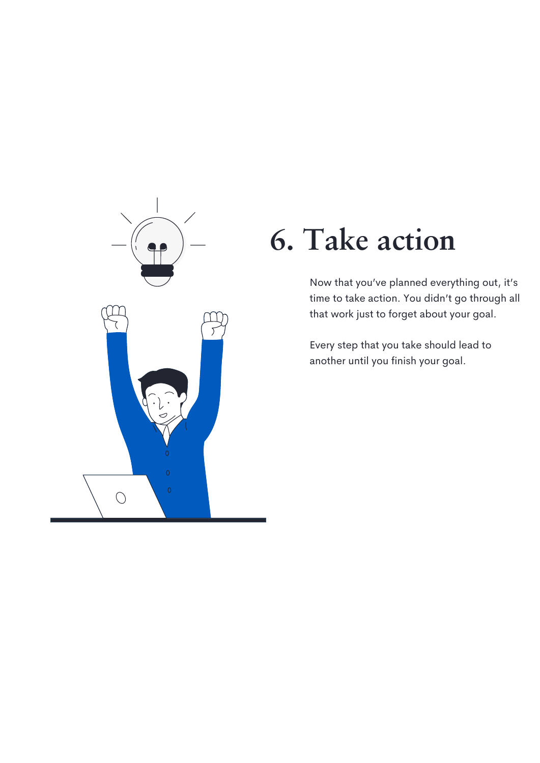# 6. Take action

Now that you've planned everything out, it's time to take action. You didn't go through all that work just to forget about your goal.

Every step that you take should lead to another until you finish your goal.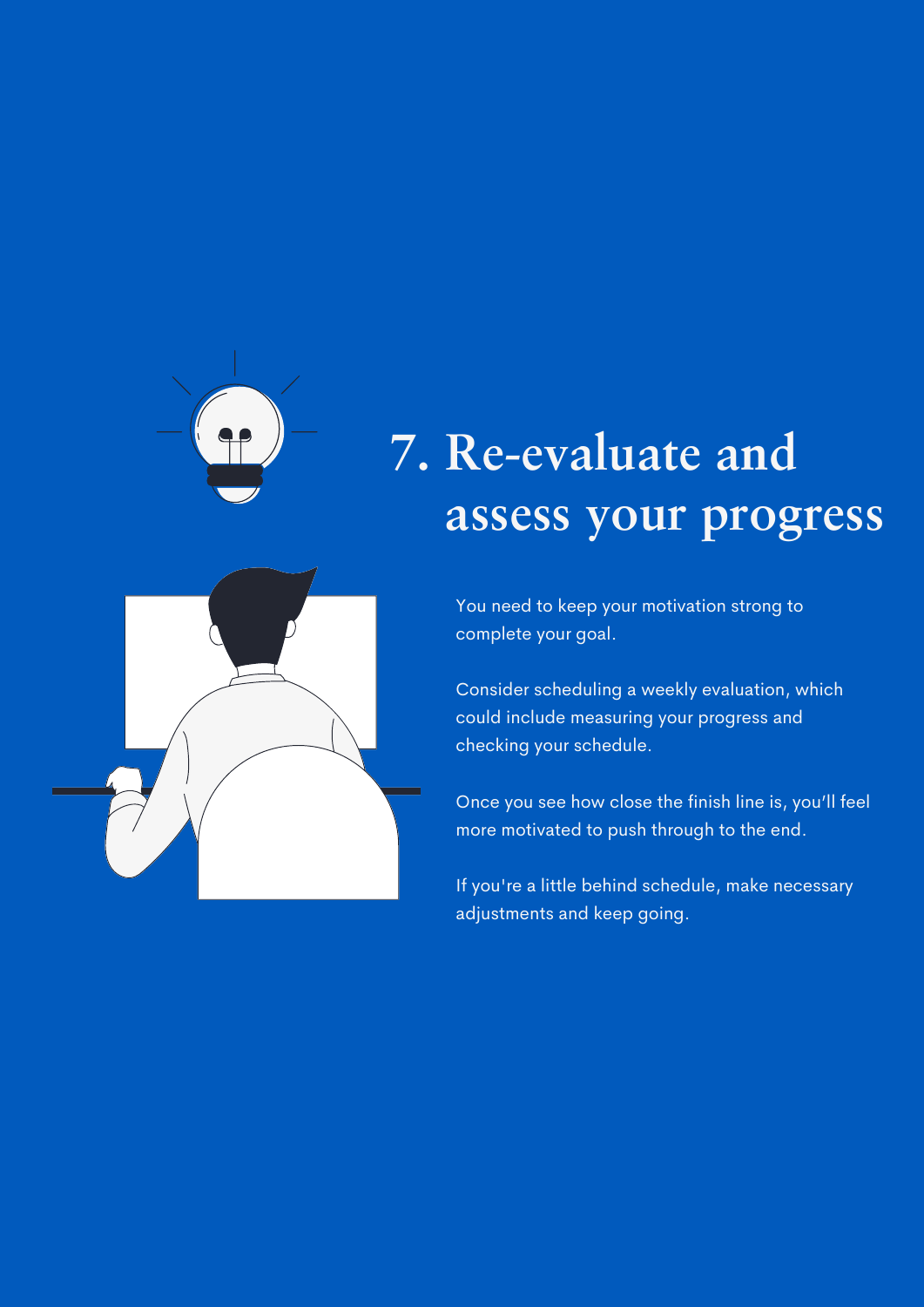# 7. Re-evaluate and assess your progress

You need to keep your motivation strong to complete your goal.

Consider scheduling a weekly evaluation, which could include measuring your progress and checking your schedule.

Once you see how close the finish line is, you'll feel more motivated to push through to the end.

If you're a little behind schedule, make necessary adjustments and keep going.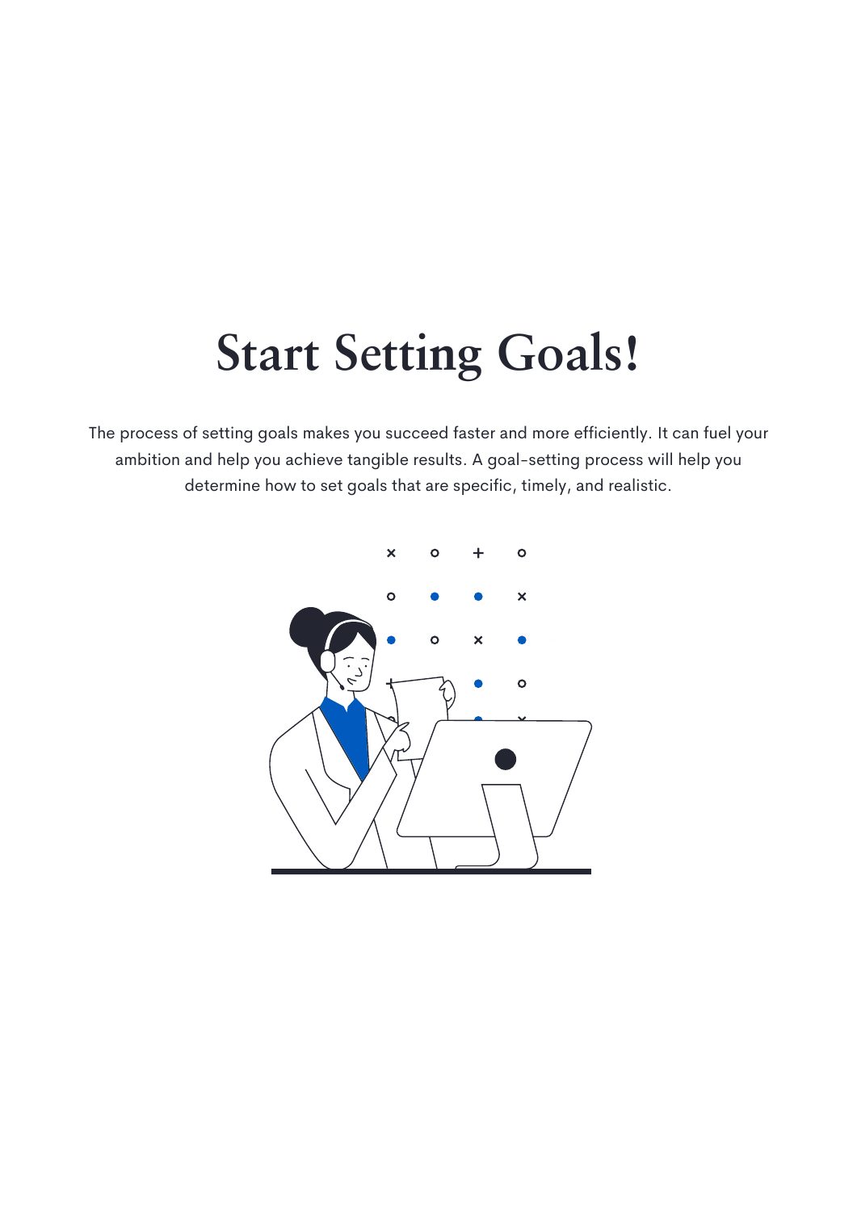# Start Setting Goals!

The process of setting goals makes you succeed faster and more efficiently. It can fuel your ambition and help you achieve tangible results. A goal-setting process will help you determine how to set goals that are specific, timely, and realistic.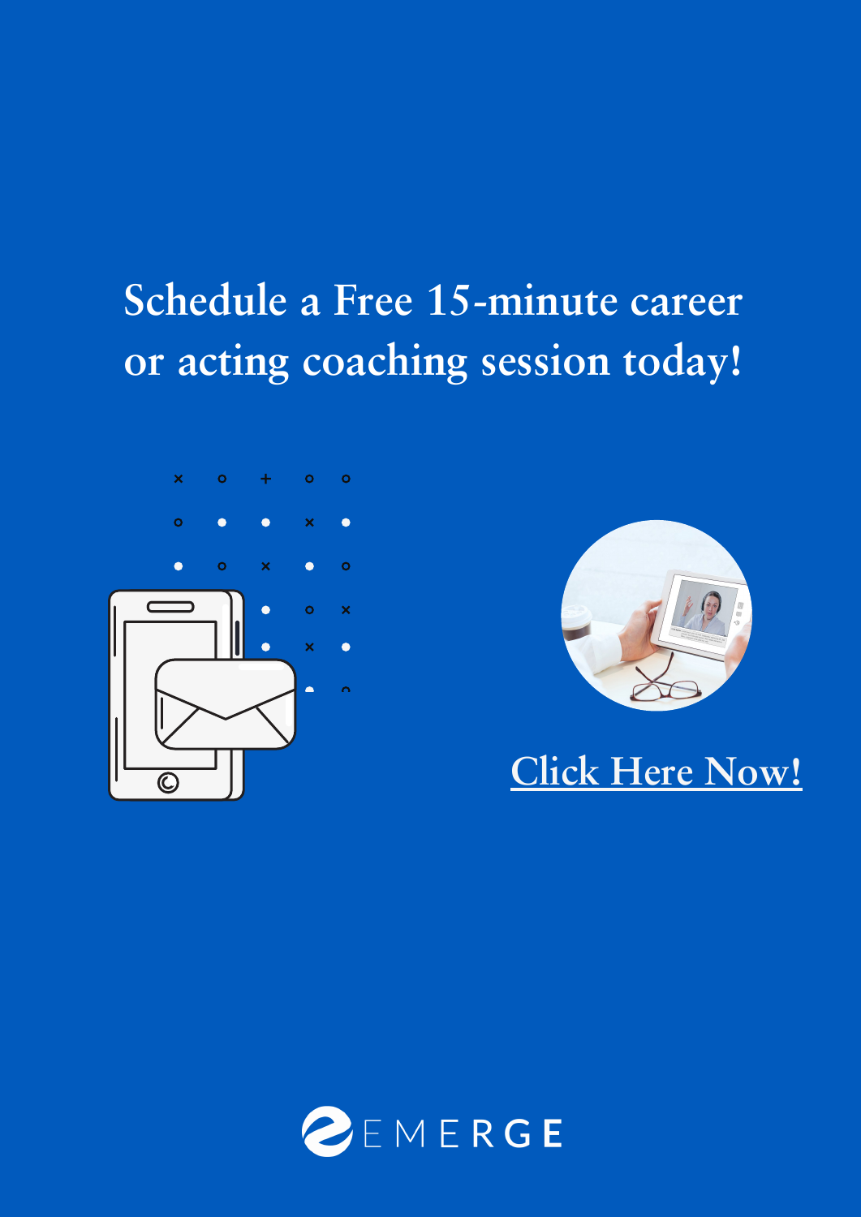# Schedule a Free 15-minute career or acting coaching session today!

Click Here Now!

EMERGE